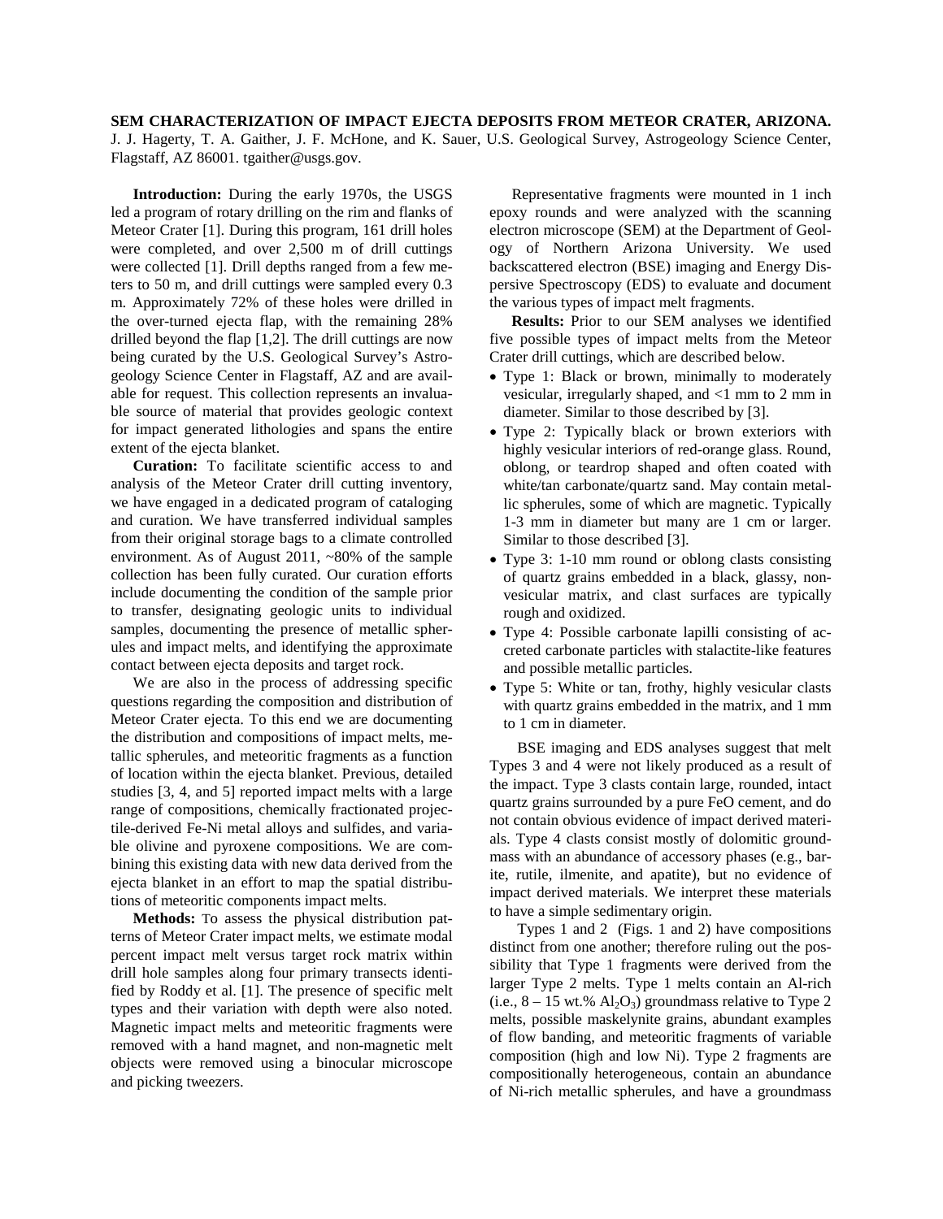# SEM CHARACTERIZATION OF IMPACT EJECTA DEPOSITS FROM METEOR CRATER, ARIZONA.

J. J. Hagerty, T. A. Gaither, J. F. McHone, and K. Sauer, U.S. Geological Survey, Astrogeology Science Center, Flagstaff, AZ 86001. tgaither@usgs.gov.

**Introduction:** During the early 1970s, the USGS led a program of rotary drilling on the rim and flanks of Meteor Crater [1]. During this program, 161 drill holes were completed, and over 2,500 m of drill cuttings were collected [1]. Drill depths ranged from a few meters to 50 m, and drill cuttings were sampled every 0.3 m. Approximately 72% of these holes were drilled in the over-turned ejecta flap, with the remaining 28% drilled beyond the flap [1,2]. The drill cuttings are now being curated by the U.S. Geological Survey's Astrogeology Science Center in Flagstaff, AZ and are available for request. This collection represents an invaluable source of material that provides geologic context for impact generated lithologies and spans the entire extent of the ejecta blanket.

**Curation:** To facilitate scientific access to and analysis of the Meteor Crater drill cutting inventory, we have engaged in a dedicated program of cataloging and curation. We have transferred individual samples from their original storage bags to a climate controlled environment. As of August 2011, ~80% of the sample collection has been fully curated. Our curation efforts include documenting the condition of the sample prior to transfer, designating geologic units to individual samples, documenting the presence of metallic spherules and impact melts, and identifying the approximate contact between ejecta deposits and target rock.

We are also in the process of addressing specific questions regarding the composition and distribution of Meteor Crater ejecta. To this end we are documenting the distribution and compositions of impact melts, metallic spherules, and meteoritic fragments as a function of location within the ejecta blanket. Previous, detailed studies [3, 4, and 5] reported impact melts with a large range of compositions, chemically fractionated projectile-derived Fe-Ni metal alloys and sulfides, and variable olivine and pyroxene compositions. We are combining this existing data with new data derived from the ejecta blanket in an effort to map the spatial distributions of meteoritic components impact melts.

**Methods:** To assess the physical distribution patterns of Meteor Crater impact melts, we estimate modal percent impact melt versus target rock matrix within drill hole samples along four primary transects identified by Roddy et al. [1]. The presence of specific melt types and their variation with depth were also noted. Magnetic impact melts and meteoritic fragments were removed with a hand magnet, and non-magnetic melt objects were removed using a binocular microscope and picking tweezers.

Representative fragments were mounted in 1 inch epoxy rounds and were analyzed with the scanning electron microscope (SEM) at the Department of Geology of Northern Arizona University. We used backscattered electron (BSE) imaging and Energy Dispersive Spectroscopy (EDS) to evaluate and document the various types of impact melt fragments.

**Results:** Prior to our SEM analyses we identified five possible types of impact melts from the Meteor Crater drill cuttings, which are described below.

- Type 1: Black or brown, minimally to moderately vesicular, irregularly shaped, and <1 mm to 2 mm in diameter. Similar to those described by [3].
- Type 2: Typically black or brown exteriors with highly vesicular interiors of red-orange glass. Round, oblong, or teardrop shaped and often coated with white/tan carbonate/quartz sand. May contain metallic spherules, some of which are magnetic. Typically 1-3 mm in diameter but many are 1 cm or larger. Similar to those described [3].
- Type 3: 1-10 mm round or oblong clasts consisting of quartz grains embedded in a black, glassy, non-vesicular matrix, and clast surfaces are typically rough and oxidized.
- Type 4: Possible carbonate lapilli consisting of accreted carbonate particles with stalactite-like features and possible metallic particles.
- Type 5: White or tan, frothy, highly vesicular clasts with quartz grains embedded in the matrix, and 1 mm to 1 cm in diameter.

BSE imaging and EDS analyses suggest that melt Types 3 and 4 were not likely produced as a result of the impact. Type 3 clasts contain large, rounded, intact quartz grains surrounded by a pure FeO cement, and do not contain obvious evidence of impact derived materials. Type 4 clasts consist mostly of dolomitic groundmass with an abundance of accessory phases (e.g., barite, rutile, ilmenite, and apatite), but no evidence of impact derived materials. We interpret these materials to have a simple sedimentary origin.

Types 1 and 2 (Figs. 1 and 2) have compositions distinct from one another; therefore ruling out the possibility that Type 1 fragments were derived from the larger Type 2 melts. Type 1 melts contain an Al-rich (i.e., 8 – 15 wt.% $Al_2O_3$) groundmass relative to Type 2 melts, possible maskelynite grains, abundant examples of flow banding, and meteoritic fragments of variable composition (high and low Ni). Type 2 fragments are compositionally heterogeneous, contain an abundance of Ni-rich metallic spherules, and have a groundmass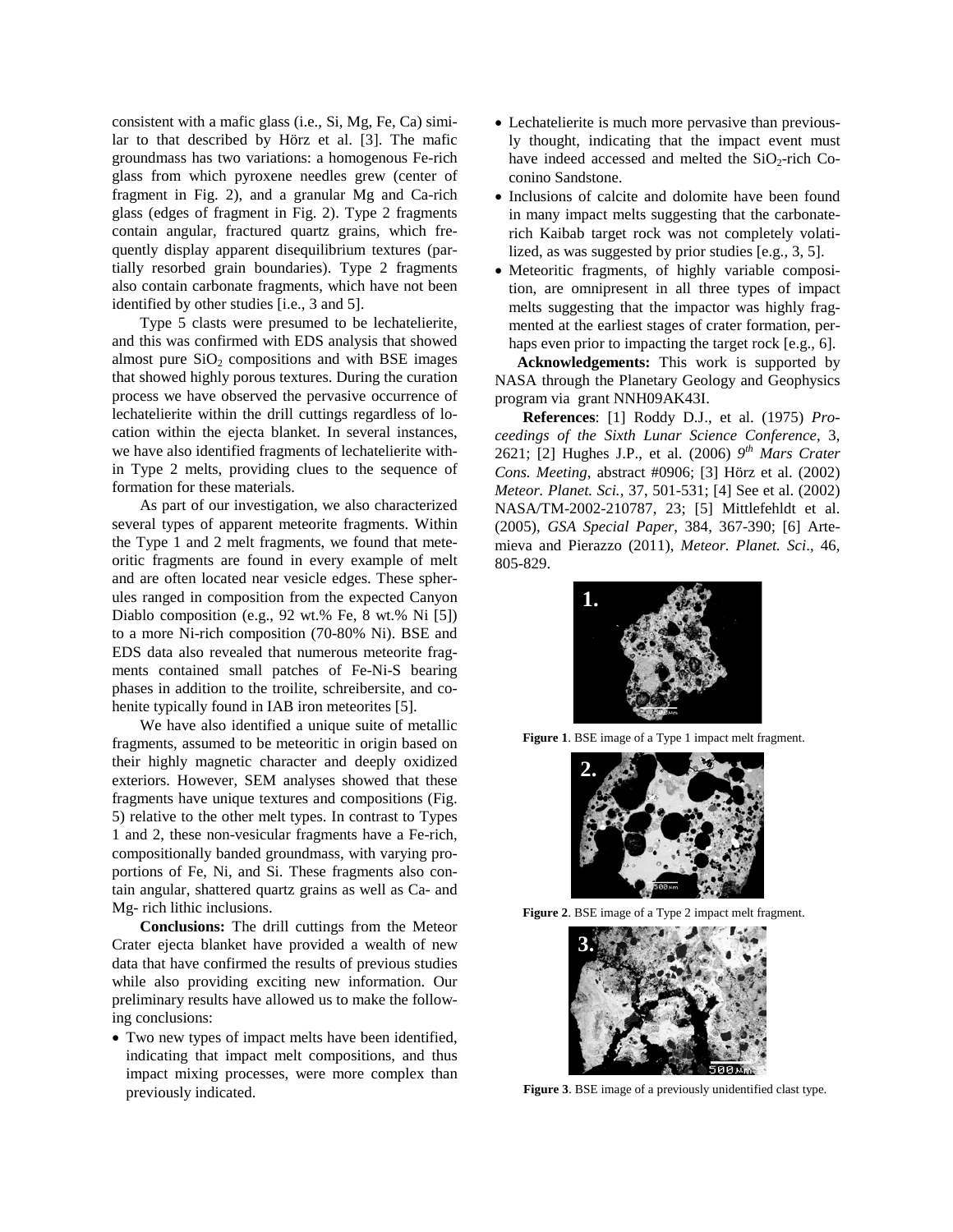consistent with a mafic glass (i.e., Si, Mg, Fe, Ca) similar to that described by Hörz et al. [3]. The mafic groundmass has two variations: a homogenous Fe-rich glass from which pyroxene needles grew (center of fragment in Fig. 2), and a granular Mg and Ca-rich glass (edges of fragment in Fig. 2). Type 2 fragments contain angular, fractured quartz grains, which frequently display apparent disequilibrium textures (partially resorbed grain boundaries). Type 2 fragments also contain carbonate fragments, which have not been identified by other studies [i.e., 3 and 5].

Type 5 clasts were presumed to be lechatelierite, and this was confirmed with EDS analysis that showed almost pure $SiO_2$ compositions and with BSE images that showed highly porous textures. During the curation process we have observed the pervasive occurrence of lechatelierite within the drill cuttings regardless of location within the ejecta blanket. In several instances, we have also identified fragments of lechatelierite within Type 2 melts, providing clues to the sequence of formation for these materials.

As part of our investigation, we also characterized several types of apparent meteorite fragments. Within the Type 1 and 2 melt fragments, we found that meteoritic fragments are found in every example of melt and are often located near vesicle edges. These spherules ranged in composition from the expected Canyon Diablo composition (e.g., 92 wt.% Fe, 8 wt.% Ni [5]) to a more Ni-rich composition (70-80% Ni). BSE and EDS data also revealed that numerous meteorite fragments contained small patches of Fe-Ni-S bearing phases in addition to the troilite, schreibersite, and cohenite typically found in IAB iron meteorites [5].

We have also identified a unique suite of metallic fragments, assumed to be meteoritic in origin based on their highly magnetic character and deeply oxidized exteriors. However, SEM analyses showed that these fragments have unique textures and compositions (Fig. 5) relative to the other melt types. In contrast to Types 1 and 2, these non-vesicular fragments have a Fe-rich, compositionally banded groundmass, with varying proportions of Fe, Ni, and Si. These fragments also contain angular, shattered quartz grains as well as Ca- and Mg- rich lithic inclusions.

**Conclusions:** The drill cuttings from the Meteor Crater ejecta blanket have provided a wealth of new data that have confirmed the results of previous studies while also providing exciting new information. Our preliminary results have allowed us to make the following conclusions:

- Two new types of impact melts have been identified, indicating that impact melt compositions, and thus impact mixing processes, were more complex than previously indicated.
- Lechatelierite is much more pervasive than previously thought, indicating that the impact event must have indeed accessed and melted the $SiO_2$-rich Coconino Sandstone.
- Inclusions of calcite and dolomite have been found in many impact melts suggesting that the carbonate-rich Kaibab target rock was not completely volatilized, as was suggested by prior studies [e.g., 3, 5].
- Meteoritic fragments, of highly variable composition, are omnipresent in all three types of impact melts suggesting that the impactor was highly fragmented at the earliest stages of crater formation, perhaps even prior to impacting the target rock [e.g., 6].

**Acknowledgements:** This work is supported by NASA through the Planetary Geology and Geophysics program via grant NNH09AK43I.

**References**: [1] Roddy D.J., et al. (1975) *Proceedings of the Sixth Lunar Science Conference*, 3, 2621; [2] Hughes J.P., et al. (2006) *9th Mars Crater Cons. Meeting*, abstract #0906; [3] Hörz et al. (2002) *Meteor. Planet. Sci.*, 37, 501-531; [4] See et al. (2002) NASA/TM-2002-210787, 23; [5] Mittlefehldt et al. (2005), *GSA Special Paper*, 384, 367-390; [6] Artemieva and Pierazzo (2011), *Meteor. Planet. Sci*., 46, 805-829.

**Figure 1**. BSE image of a Type 1 impact melt fragment.

**Figure 2**. BSE image of a Type 2 impact melt fragment.

**Figure 3**. BSE image of a previously unidentified clast type.